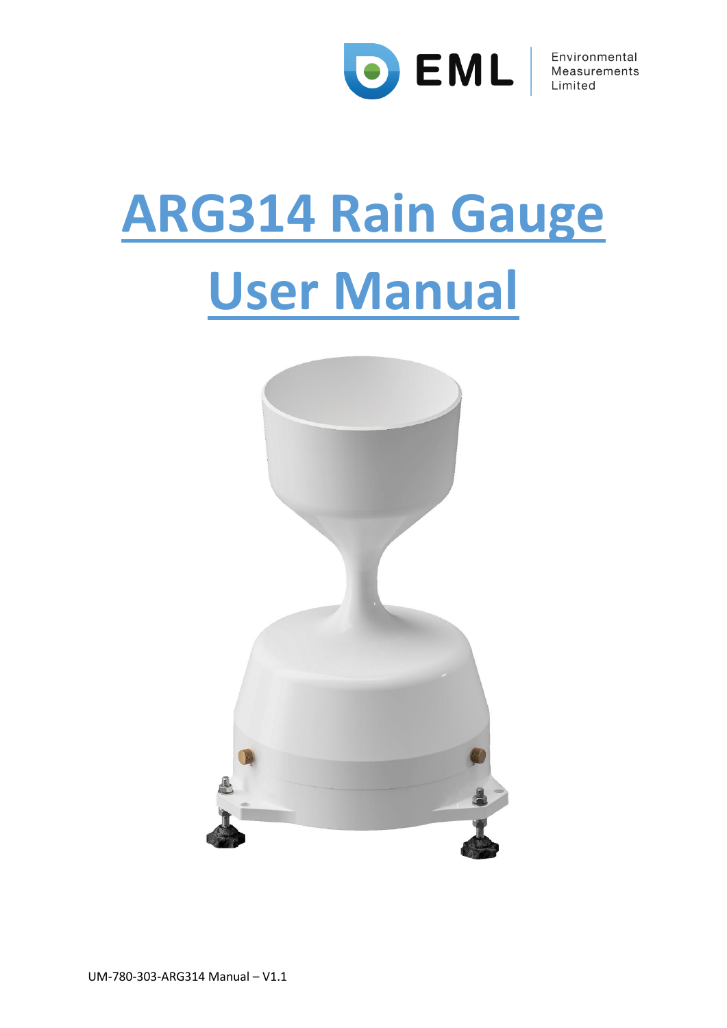EML Environmental Measurements Limited

# ARG314 Rain Gauge User Manual

UM-780-303-ARG314 Manual – V1.1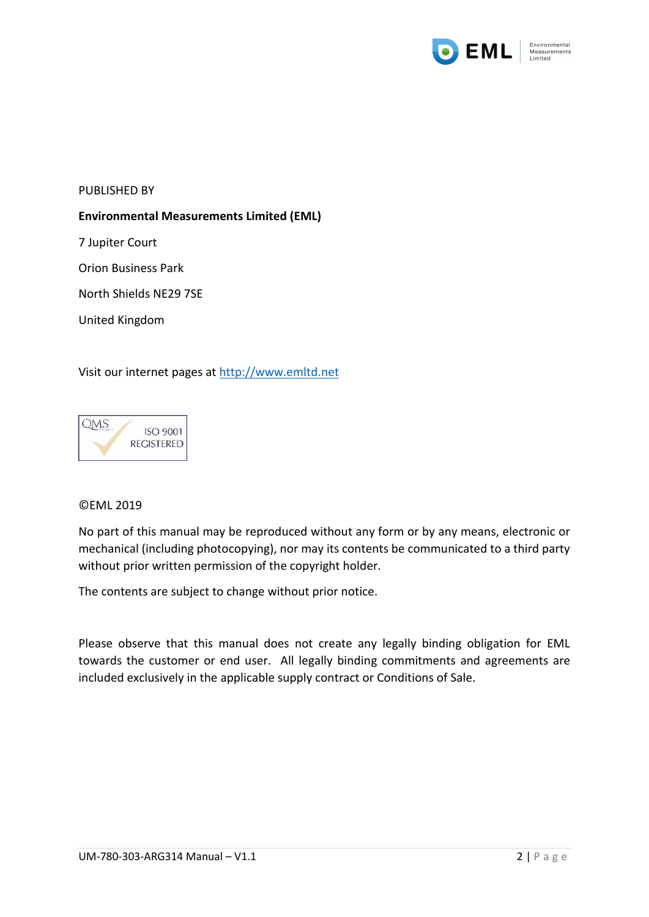PUBLISHED BY

**Environmental Measurements Limited (EML)**

7 Jupiter Court

Orion Business Park

North Shields NE29 7SE

United Kingdom

Visit our internet pages at http://www.emltd.net

QMS ISO 9001 REGISTERED

©EML 2019

No part of this manual may be reproduced without any form or by any means, electronic or mechanical (including photocopying), nor may its contents be communicated to a third party without prior written permission of the copyright holder.

The contents are subject to change without prior notice.

Please observe that this manual does not create any legally binding obligation for EML towards the customer or end user. All legally binding commitments and agreements are included exclusively in the applicable supply contract or Conditions of Sale.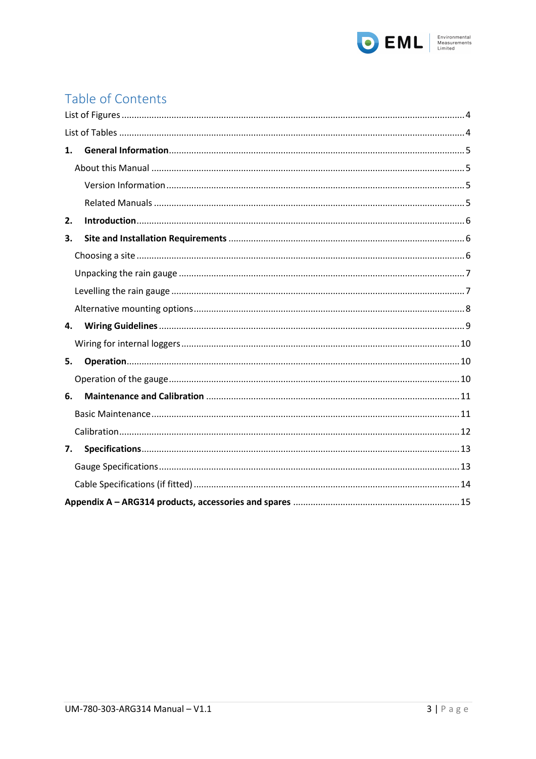# Table of Contents

List of Figures ........................................................ 4

List of Tables ........................................................ 4

**1. General Information** ........................................................ 5

About this Manual ........................................................ 5

Version Information ........................................................ 5

Related Manuals ........................................................ 5

**2. Introduction** ........................................................ 6

**3. Site and Installation Requirements** ........................................................ 6

Choosing a site ........................................................ 6

Unpacking the rain gauge ........................................................ 7

Levelling the rain gauge ........................................................ 7

Alternative mounting options ........................................................ 8

**4. Wiring Guidelines** ........................................................ 9

Wiring for internal loggers ........................................................ 10

**5. Operation** ........................................................ 10

Operation of the gauge ........................................................ 10

**6. Maintenance and Calibration** ........................................................ 11

Basic Maintenance ........................................................ 11

Calibration ........................................................ 12

**7. Specifications** ........................................................ 13

Gauge Specifications ........................................................ 13

Cable Specifications (if fitted) ........................................................ 14

**Appendix A – ARG314 products, accessories and spares** ........................................................ 15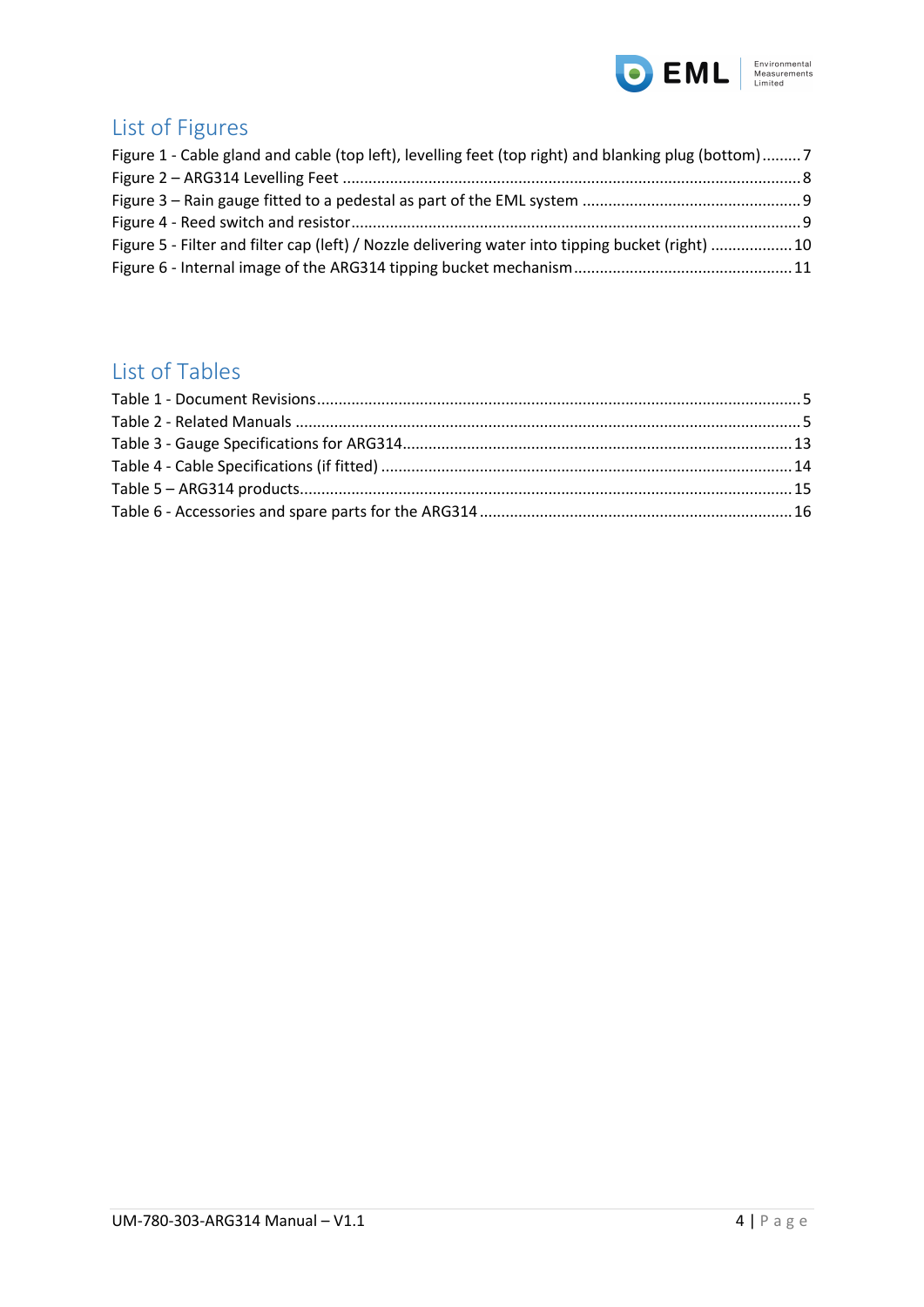## List of Figures

Figure 1 - Cable gland and cable (top left), levelling feet (top right) and blanking plug (bottom) ......... 7
Figure 2 – ARG314 Levelling Feet ......... 8
Figure 3 – Rain gauge fitted to a pedestal as part of the EML system ......... 9
Figure 4 - Reed switch and resistor ......... 9
Figure 5 - Filter and filter cap (left) / Nozzle delivering water into tipping bucket (right) ......... 10
Figure 6 - Internal image of the ARG314 tipping bucket mechanism ......... 11

## List of Tables

Table 1 - Document Revisions ......... 5
Table 2 - Related Manuals ......... 5
Table 3 - Gauge Specifications for ARG314 ......... 13
Table 4 - Cable Specifications (if fitted) ......... 14
Table 5 – ARG314 products ......... 15
Table 6 - Accessories and spare parts for the ARG314 ......... 16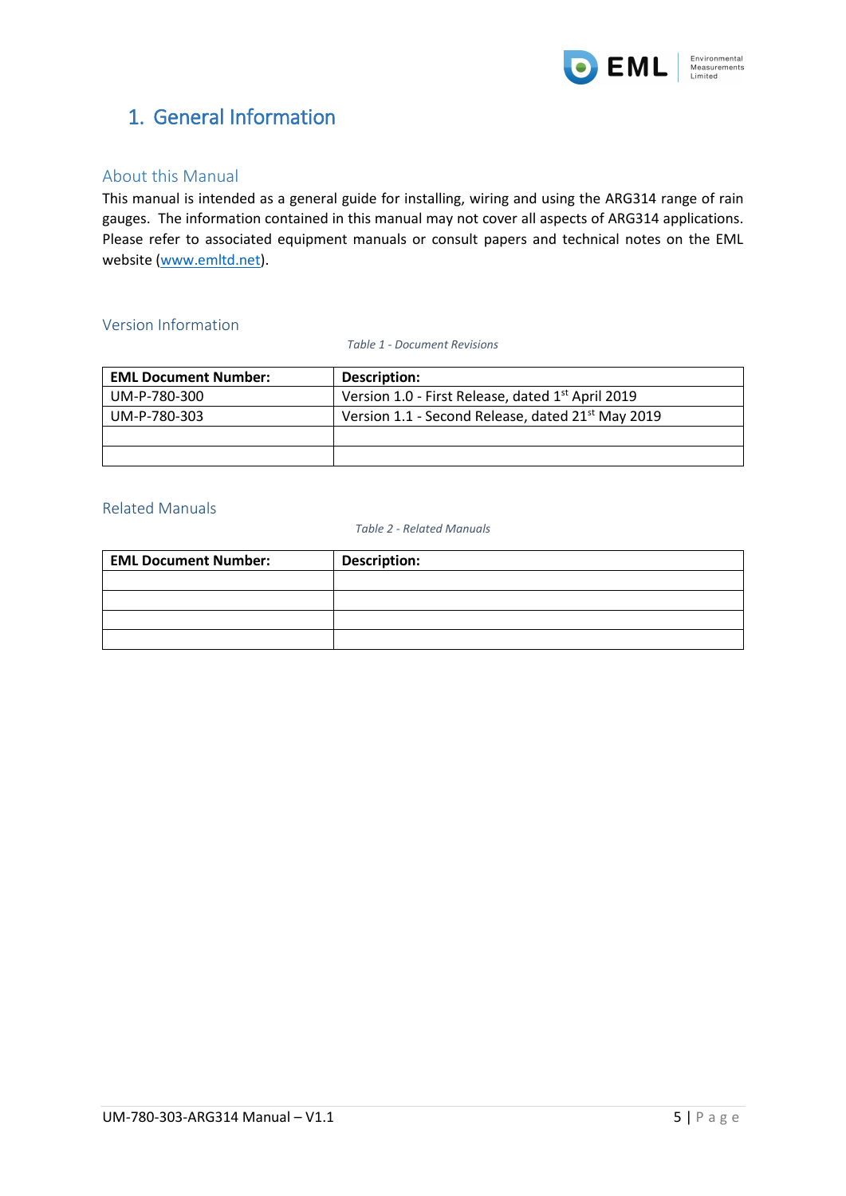# 1. General Information

## About this Manual

This manual is intended as a general guide for installing, wiring and using the ARG314 range of rain gauges. The information contained in this manual may not cover all aspects of ARG314 applications. Please refer to associated equipment manuals or consult papers and technical notes on the EML website ([www.emltd.net](www.emltd.net)).

## Version Information

*Table 1 - Document Revisions*

| EML Document Number: | Description: |
| --- | --- |
| UM-P-780-300 | Version 1.0 - First Release, dated 1st April 2019 |
| UM-P-780-303 | Version 1.1 - Second Release, dated 21st May 2019 |
| | |
| | |

## Related Manuals

*Table 2 - Related Manuals*

| EML Document Number: | Description: |
| --- | --- |
| | |
| | |
| | |
| | |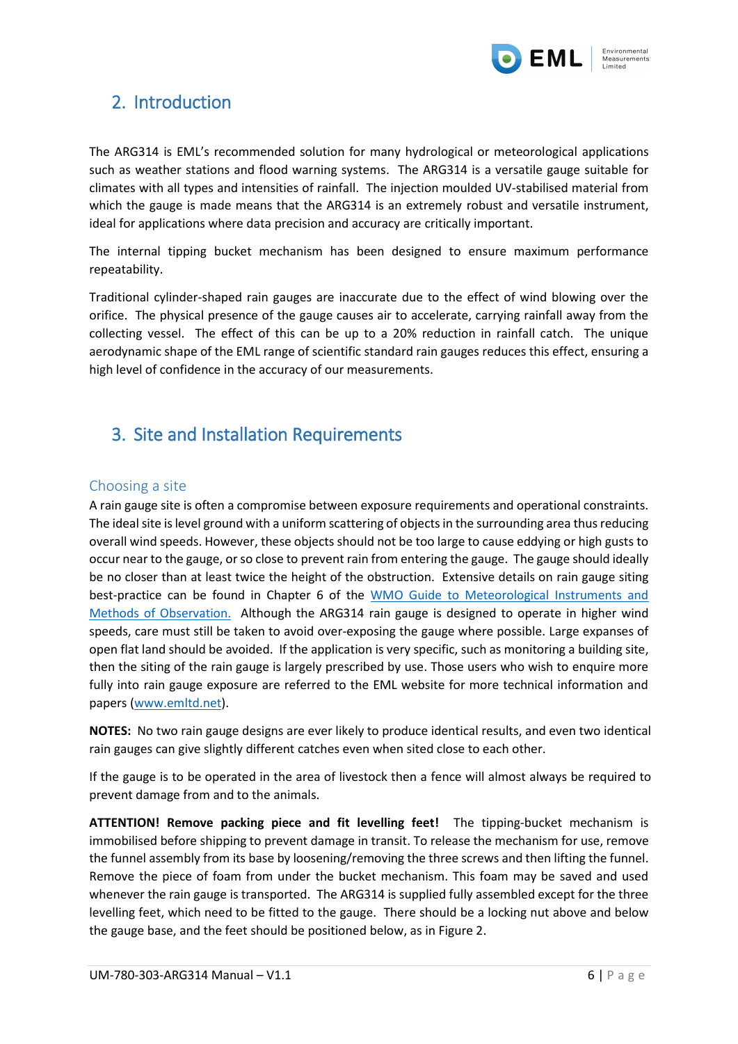## 2. Introduction

The ARG314 is EML's recommended solution for many hydrological or meteorological applications such as weather stations and flood warning systems. The ARG314 is a versatile gauge suitable for climates with all types and intensities of rainfall. The injection moulded UV-stabilised material from which the gauge is made means that the ARG314 is an extremely robust and versatile instrument, ideal for applications where data precision and accuracy are critically important.

The internal tipping bucket mechanism has been designed to ensure maximum performance repeatability.

Traditional cylinder-shaped rain gauges are inaccurate due to the effect of wind blowing over the orifice. The physical presence of the gauge causes air to accelerate, carrying rainfall away from the collecting vessel. The effect of this can be up to a 20% reduction in rainfall catch. The unique aerodynamic shape of the EML range of scientific standard rain gauges reduces this effect, ensuring a high level of confidence in the accuracy of our measurements.

## 3. Site and Installation Requirements

### Choosing a site

A rain gauge site is often a compromise between exposure requirements and operational constraints. The ideal site is level ground with a uniform scattering of objects in the surrounding area thus reducing overall wind speeds. However, these objects should not be too large to cause eddying or high gusts to occur near to the gauge, or so close to prevent rain from entering the gauge. The gauge should ideally be no closer than at least twice the height of the obstruction. Extensive details on rain gauge siting best-practice can be found in Chapter 6 of the [WMO Guide to Meteorological Instruments and Methods of Observation.](#) Although the ARG314 rain gauge is designed to operate in higher wind speeds, care must still be taken to avoid over-exposing the gauge where possible. Large expanses of open flat land should be avoided. If the application is very specific, such as monitoring a building site, then the siting of the rain gauge is largely prescribed by use. Those users who wish to enquire more fully into rain gauge exposure are referred to the EML website for more technical information and papers ([www.emltd.net](http://www.emltd.net)).

**NOTES:** No two rain gauge designs are ever likely to produce identical results, and even two identical rain gauges can give slightly different catches even when sited close to each other.

If the gauge is to be operated in the area of livestock then a fence will almost always be required to prevent damage from and to the animals.

**ATTENTION! Remove packing piece and fit levelling feet!** The tipping-bucket mechanism is immobilised before shipping to prevent damage in transit. To release the mechanism for use, remove the funnel assembly from its base by loosening/removing the three screws and then lifting the funnel. Remove the piece of foam from under the bucket mechanism. This foam may be saved and used whenever the rain gauge is transported. The ARG314 is supplied fully assembled except for the three levelling feet, which need to be fitted to the gauge. There should be a locking nut above and below the gauge base, and the feet should be positioned below, as in Figure 2.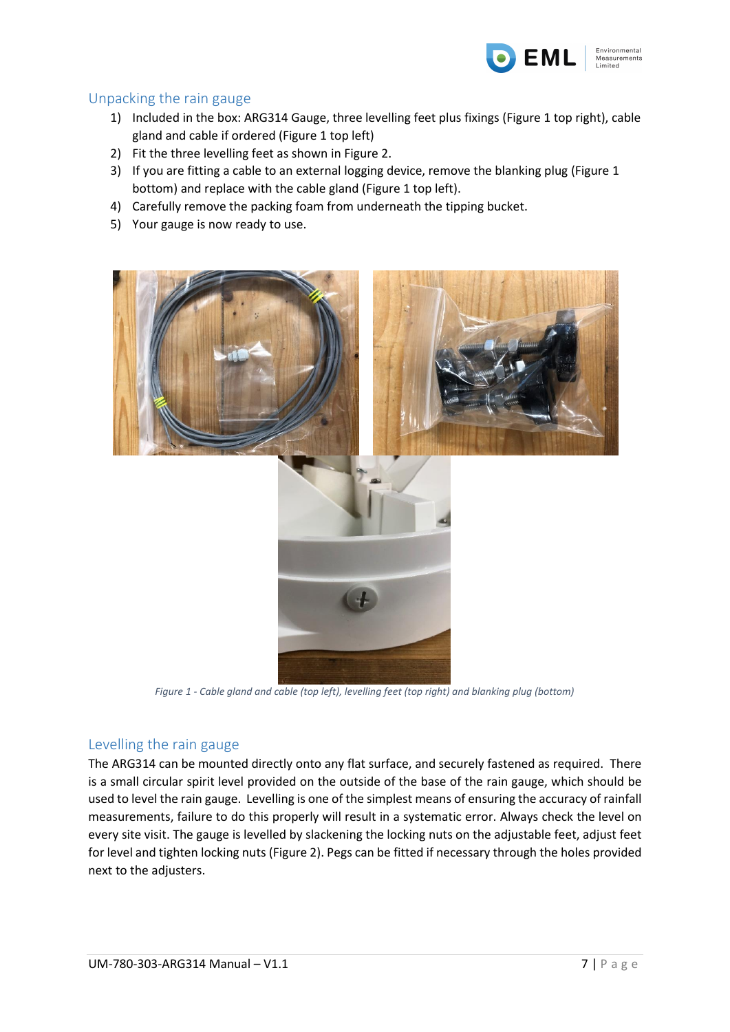## Unpacking the rain gauge

1) Included in the box: ARG314 Gauge, three levelling feet plus fixings (Figure 1 top right), cable gland and cable if ordered (Figure 1 top left)
2) Fit the three levelling feet as shown in Figure 2.
3) If you are fitting a cable to an external logging device, remove the blanking plug (Figure 1 bottom) and replace with the cable gland (Figure 1 top left).
4) Carefully remove the packing foam from underneath the tipping bucket.
5) Your gauge is now ready to use.

*Figure 1 - Cable gland and cable (top left), levelling feet (top right) and blanking plug (bottom)*

## Levelling the rain gauge

The ARG314 can be mounted directly onto any flat surface, and securely fastened as required. There is a small circular spirit level provided on the outside of the base of the rain gauge, which should be used to level the rain gauge. Levelling is one of the simplest means of ensuring the accuracy of rainfall measurements, failure to do this properly will result in a systematic error. Always check the level on every site visit. The gauge is levelled by slackening the locking nuts on the adjustable feet, adjust feet for level and tighten locking nuts (Figure 2). Pegs can be fitted if necessary through the holes provided next to the adjusters.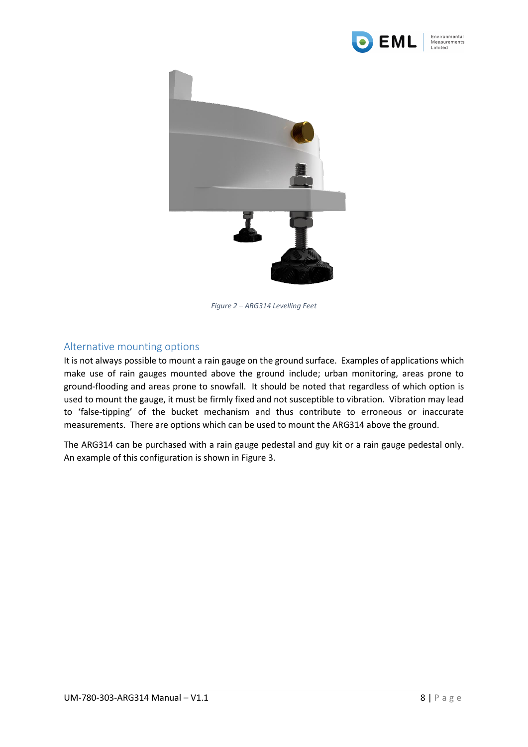*Figure 2 – ARG314 Levelling Feet*

## Alternative mounting options

It is not always possible to mount a rain gauge on the ground surface. Examples of applications which make use of rain gauges mounted above the ground include; urban monitoring, areas prone to ground-flooding and areas prone to snowfall. It should be noted that regardless of which option is used to mount the gauge, it must be firmly fixed and not susceptible to vibration. Vibration may lead to 'false-tipping' of the bucket mechanism and thus contribute to erroneous or inaccurate measurements. There are options which can be used to mount the ARG314 above the ground.

The ARG314 can be purchased with a rain gauge pedestal and guy kit or a rain gauge pedestal only. An example of this configuration is shown in Figure 3.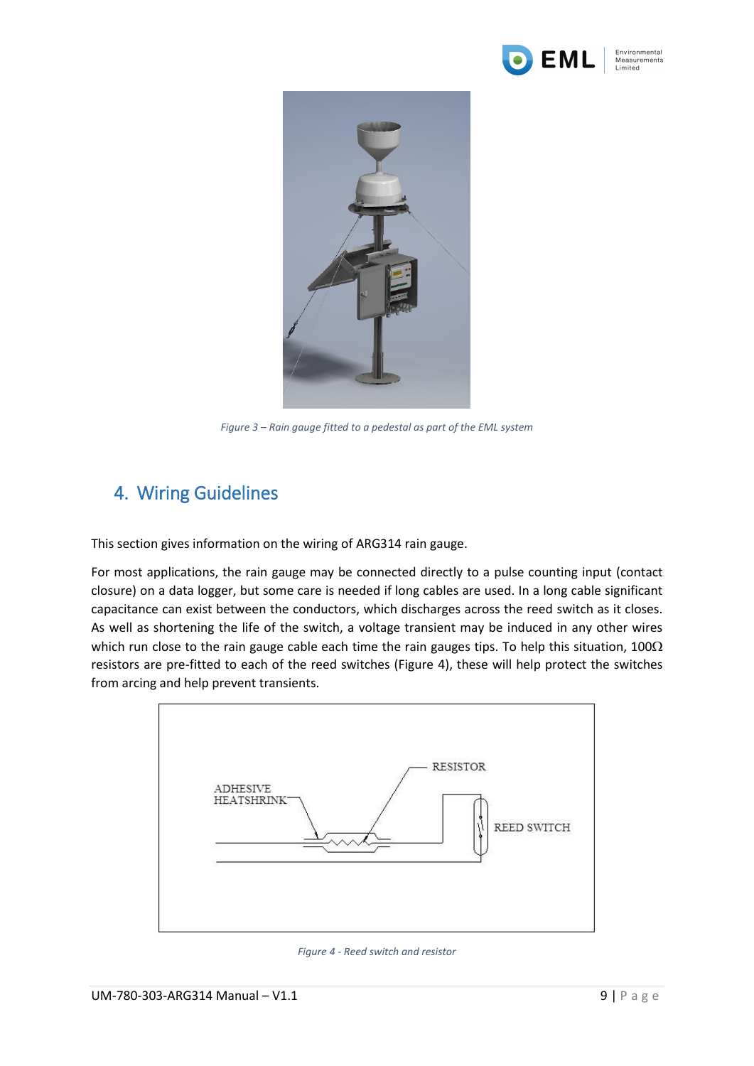Figure 3 – Rain gauge fitted to a pedestal as part of the EML system

## 4. Wiring Guidelines

This section gives information on the wiring of ARG314 rain gauge.

For most applications, the rain gauge may be connected directly to a pulse counting input (contact closure) on a data logger, but some care is needed if long cables are used. In a long cable significant capacitance can exist between the conductors, which discharges across the reed switch as it closes. As well as shortening the life of the switch, a voltage transient may be induced in any other wires which run close to the rain gauge cable each time the rain gauges tips. To help this situation, 100Ω resistors are pre-fitted to each of the reed switches (Figure 4), these will help protect the switches from arcing and help prevent transients.

Figure 4 - Reed switch and resistor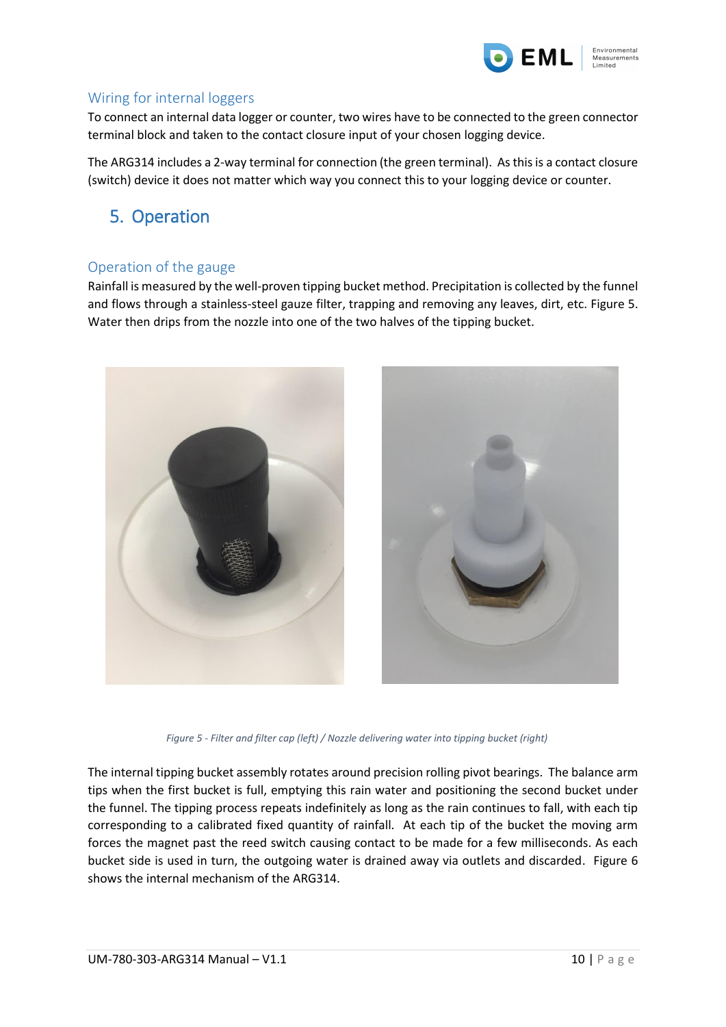## Wiring for internal loggers

To connect an internal data logger or counter, two wires have to be connected to the green connector terminal block and taken to the contact closure input of your chosen logging device.

The ARG314 includes a 2-way terminal for connection (the green terminal). As this is a contact closure (switch) device it does not matter which way you connect this to your logging device or counter.

# 5. Operation

## Operation of the gauge

Rainfall is measured by the well-proven tipping bucket method. Precipitation is collected by the funnel and flows through a stainless-steel gauze filter, trapping and removing any leaves, dirt, etc. Figure 5. Water then drips from the nozzle into one of the two halves of the tipping bucket.

*Figure 5 - Filter and filter cap (left) / Nozzle delivering water into tipping bucket (right)*

The internal tipping bucket assembly rotates around precision rolling pivot bearings. The balance arm tips when the first bucket is full, emptying this rain water and positioning the second bucket under the funnel. The tipping process repeats indefinitely as long as the rain continues to fall, with each tip corresponding to a calibrated fixed quantity of rainfall. At each tip of the bucket the moving arm forces the magnet past the reed switch causing contact to be made for a few milliseconds. As each bucket side is used in turn, the outgoing water is drained away via outlets and discarded. Figure 6 shows the internal mechanism of the ARG314.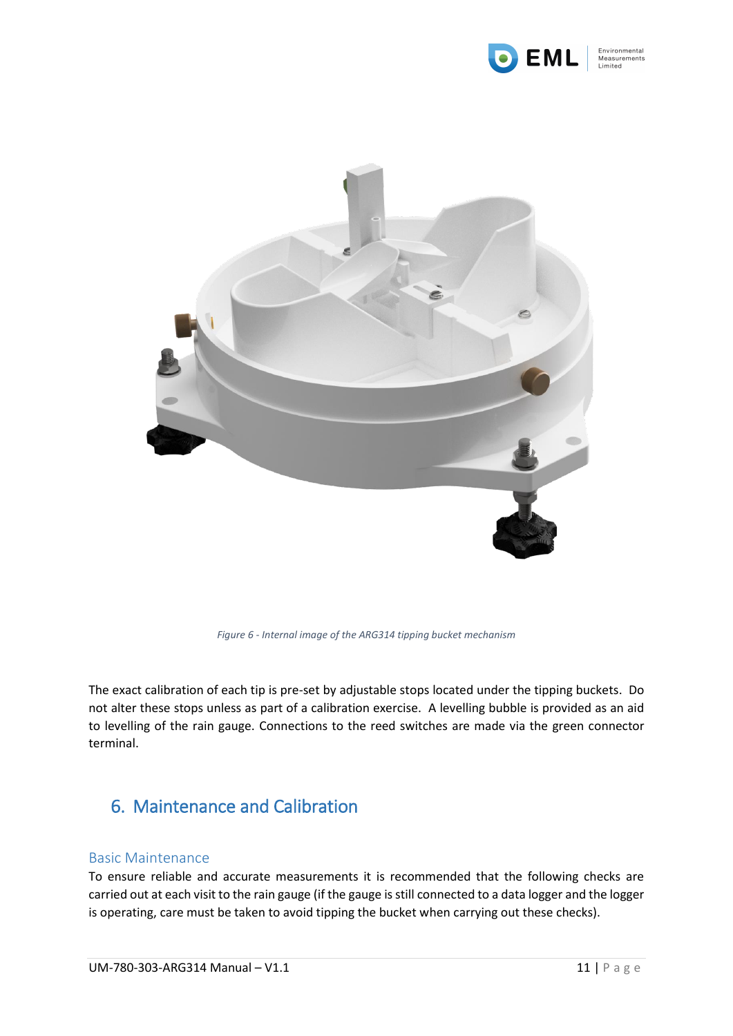*Figure 6 - Internal image of the ARG314 tipping bucket mechanism*

The exact calibration of each tip is pre-set by adjustable stops located under the tipping buckets. Do not alter these stops unless as part of a calibration exercise. A levelling bubble is provided as an aid to levelling of the rain gauge. Connections to the reed switches are made via the green connector terminal.

## 6. Maintenance and Calibration

### Basic Maintenance

To ensure reliable and accurate measurements it is recommended that the following checks are carried out at each visit to the rain gauge (if the gauge is still connected to a data logger and the logger is operating, care must be taken to avoid tipping the bucket when carrying out these checks).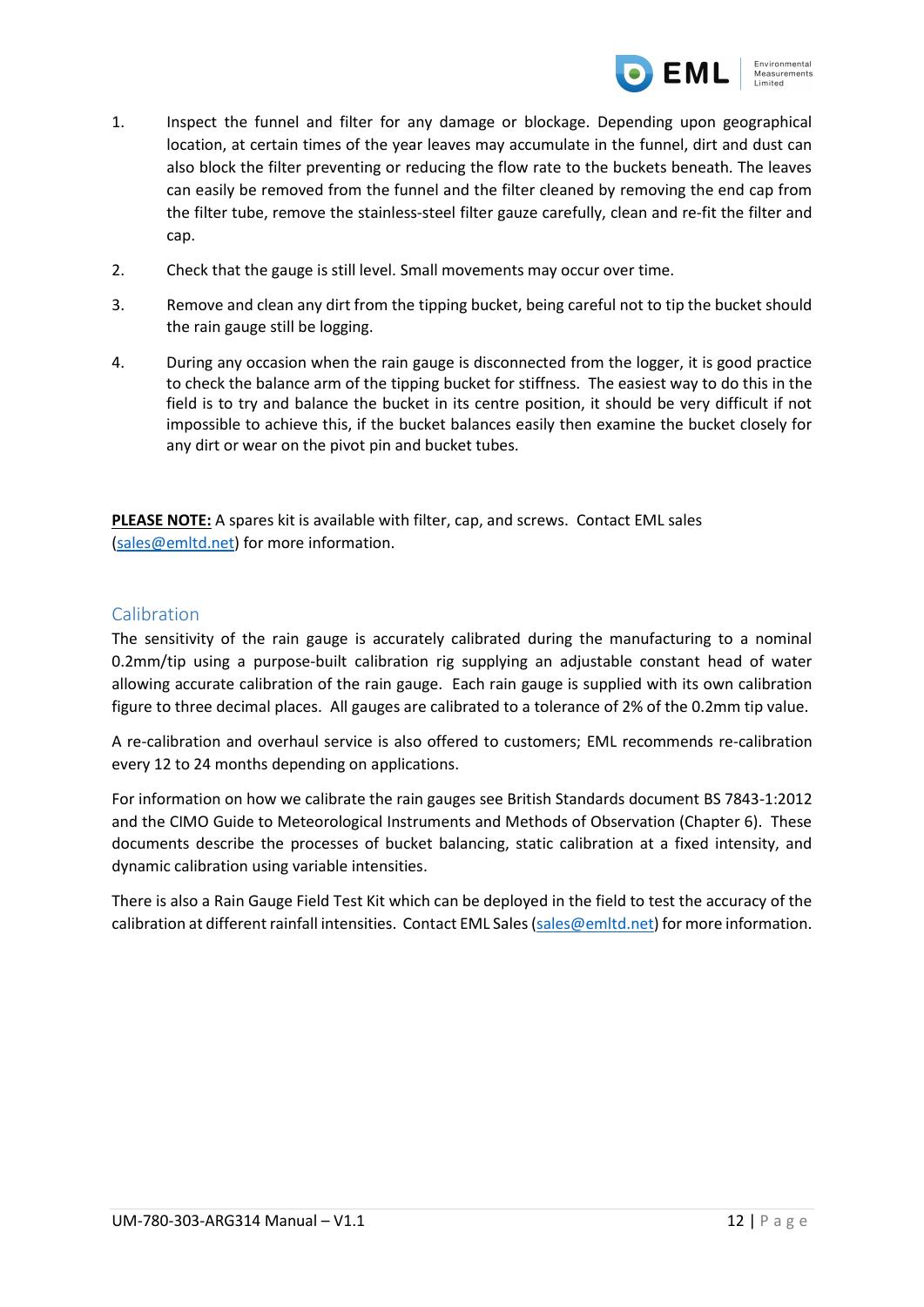1. Inspect the funnel and filter for any damage or blockage. Depending upon geographical location, at certain times of the year leaves may accumulate in the funnel, dirt and dust can also block the filter preventing or reducing the flow rate to the buckets beneath. The leaves can easily be removed from the funnel and the filter cleaned by removing the end cap from the filter tube, remove the stainless-steel filter gauze carefully, clean and re-fit the filter and cap.
2. Check that the gauge is still level. Small movements may occur over time.
3. Remove and clean any dirt from the tipping bucket, being careful not to tip the bucket should the rain gauge still be logging.
4. During any occasion when the rain gauge is disconnected from the logger, it is good practice to check the balance arm of the tipping bucket for stiffness. The easiest way to do this in the field is to try and balance the bucket in its centre position, it should be very difficult if not impossible to achieve this, if the bucket balances easily then examine the bucket closely for any dirt or wear on the pivot pin and bucket tubes.

**PLEASE NOTE:** A spares kit is available with filter, cap, and screws. Contact EML sales (sales@emltd.net) for more information.

## Calibration

The sensitivity of the rain gauge is accurately calibrated during the manufacturing to a nominal 0.2mm/tip using a purpose-built calibration rig supplying an adjustable constant head of water allowing accurate calibration of the rain gauge. Each rain gauge is supplied with its own calibration figure to three decimal places. All gauges are calibrated to a tolerance of 2% of the 0.2mm tip value.

A re-calibration and overhaul service is also offered to customers; EML recommends re-calibration every 12 to 24 months depending on applications.

For information on how we calibrate the rain gauges see British Standards document BS 7843-1:2012 and the CIMO Guide to Meteorological Instruments and Methods of Observation (Chapter 6). These documents describe the processes of bucket balancing, static calibration at a fixed intensity, and dynamic calibration using variable intensities.

There is also a Rain Gauge Field Test Kit which can be deployed in the field to test the accuracy of the calibration at different rainfall intensities. Contact EML Sales (sales@emltd.net) for more information.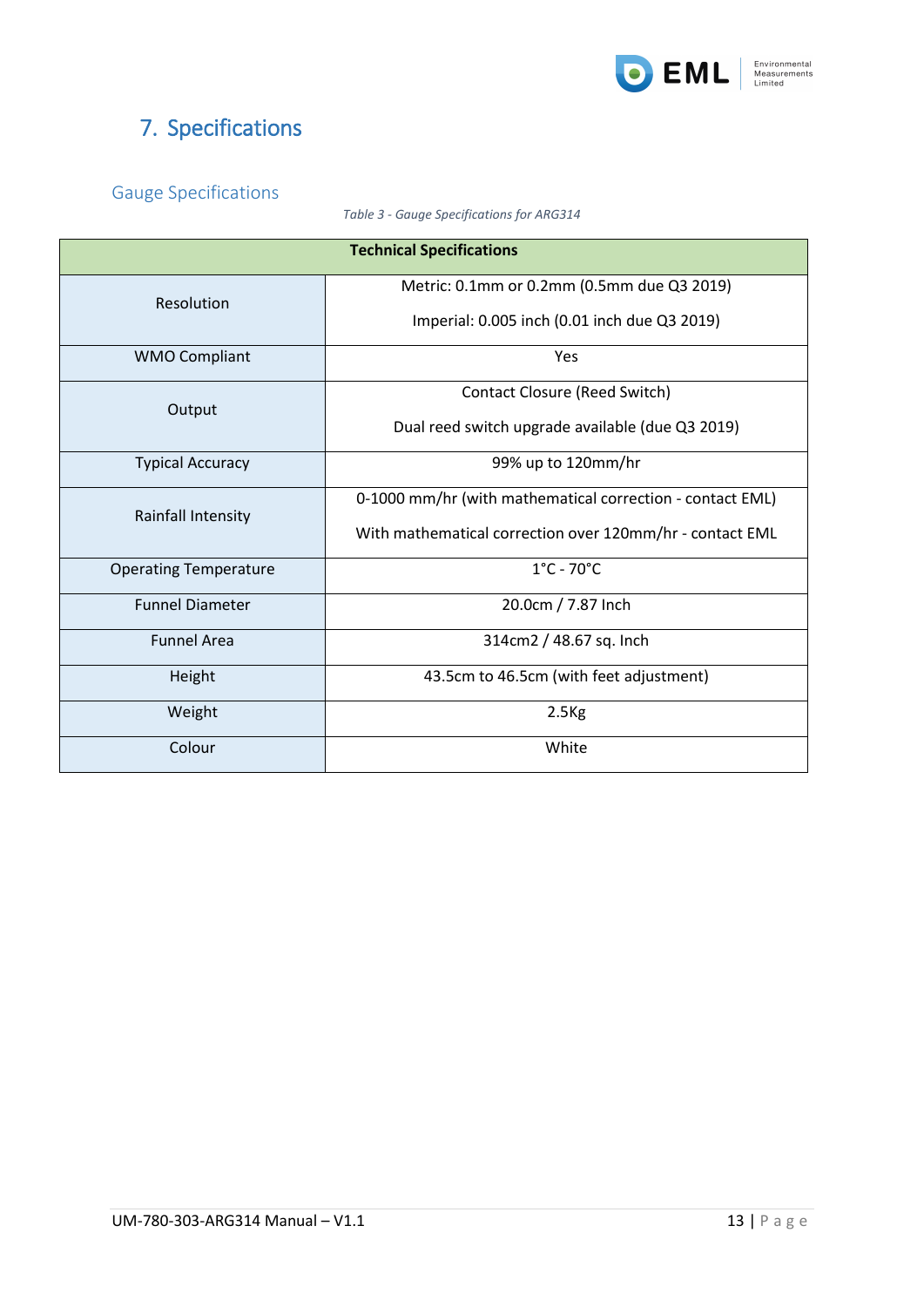# 7. Specifications

## Gauge Specifications

*Table 3 - Gauge Specifications for ARG314*

| Technical Specifications | |
|---|---|
| Resolution | Metric: 0.1mm or 0.2mm (0.5mm due Q3 2019)<br><br>Imperial: 0.005 inch (0.01 inch due Q3 2019) |
| WMO Compliant | Yes |
| Output | Contact Closure (Reed Switch)<br><br>Dual reed switch upgrade available (due Q3 2019) |
| Typical Accuracy | 99% up to 120mm/hr |
| Rainfall Intensity | 0-1000 mm/hr (with mathematical correction - contact EML)<br><br>With mathematical correction over 120mm/hr - contact EML |
| Operating Temperature | 1°C - 70°C |
| Funnel Diameter | 20.0cm / 7.87 Inch |
| Funnel Area | 314cm2 / 48.67 sq. Inch |
| Height | 43.5cm to 46.5cm (with feet adjustment) |
| Weight | 2.5Kg |
| Colour | White |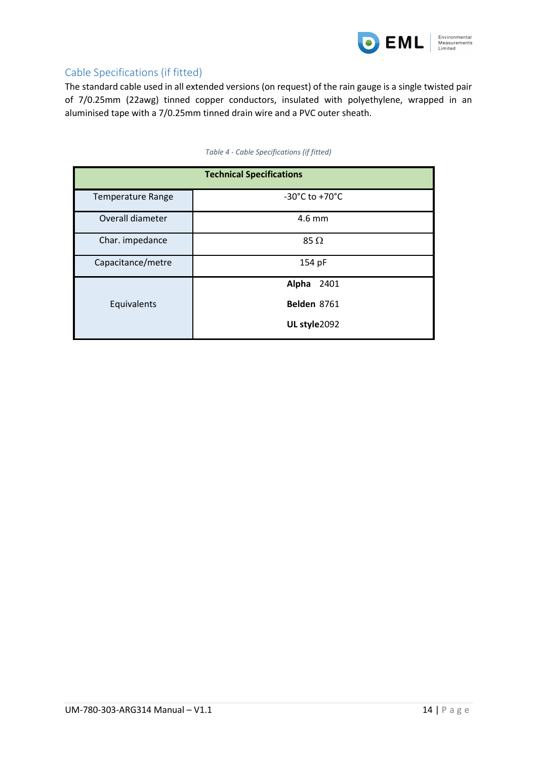## Cable Specifications (if fitted)

The standard cable used in all extended versions (on request) of the rain gauge is a single twisted pair of 7/0.25mm (22awg) tinned copper conductors, insulated with polyethylene, wrapped in an aluminised tape with a 7/0.25mm tinned drain wire and a PVC outer sheath.

*Table 4 - Cable Specifications (if fitted)*

| Technical Specifications | |
|---|---|
| Temperature Range | -30°C to +70°C |
| Overall diameter | 4.6 mm |
| Char. impedance | 85 Ω |
| Capacitance/metre | 154 pF |
| Equivalents | **Alpha** 2401<br>**Belden** 8761<br>**UL style**2092 |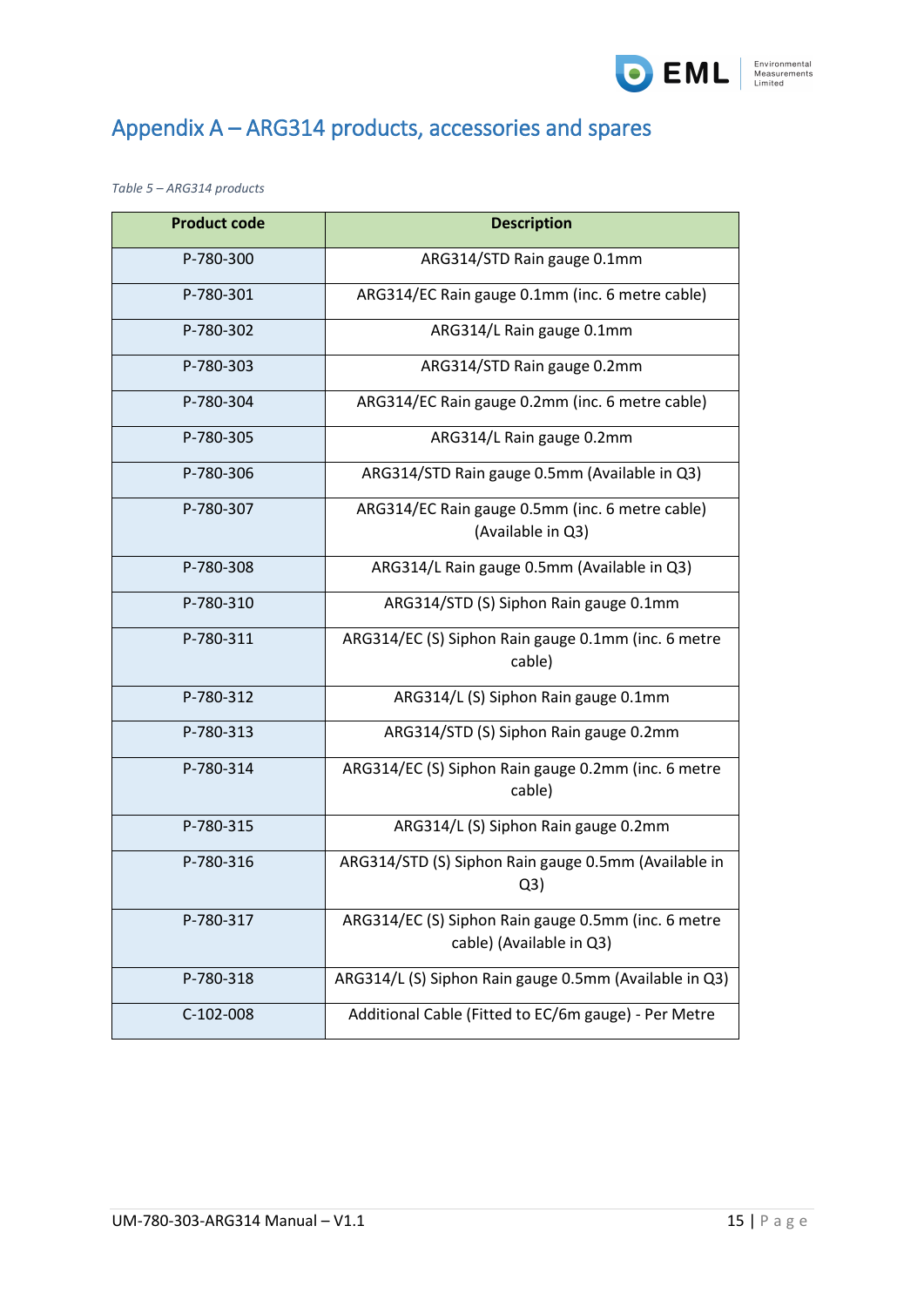# Appendix A – ARG314 products, accessories and spares

*Table 5 – ARG314 products*

| Product code | Description |
|---|---|
| P-780-300 | ARG314/STD Rain gauge 0.1mm |
| P-780-301 | ARG314/EC Rain gauge 0.1mm (inc. 6 metre cable) |
| P-780-302 | ARG314/L Rain gauge 0.1mm |
| P-780-303 | ARG314/STD Rain gauge 0.2mm |
| P-780-304 | ARG314/EC Rain gauge 0.2mm (inc. 6 metre cable) |
| P-780-305 | ARG314/L Rain gauge 0.2mm |
| P-780-306 | ARG314/STD Rain gauge 0.5mm (Available in Q3) |
| P-780-307 | ARG314/EC Rain gauge 0.5mm (inc. 6 metre cable) (Available in Q3) |
| P-780-308 | ARG314/L Rain gauge 0.5mm (Available in Q3) |
| P-780-310 | ARG314/STD (S) Siphon Rain gauge 0.1mm |
| P-780-311 | ARG314/EC (S) Siphon Rain gauge 0.1mm (inc. 6 metre cable) |
| P-780-312 | ARG314/L (S) Siphon Rain gauge 0.1mm |
| P-780-313 | ARG314/STD (S) Siphon Rain gauge 0.2mm |
| P-780-314 | ARG314/EC (S) Siphon Rain gauge 0.2mm (inc. 6 metre cable) |
| P-780-315 | ARG314/L (S) Siphon Rain gauge 0.2mm |
| P-780-316 | ARG314/STD (S) Siphon Rain gauge 0.5mm (Available in Q3) |
| P-780-317 | ARG314/EC (S) Siphon Rain gauge 0.5mm (inc. 6 metre cable) (Available in Q3) |
| P-780-318 | ARG314/L (S) Siphon Rain gauge 0.5mm (Available in Q3) |
| C-102-008 | Additional Cable (Fitted to EC/6m gauge) - Per Metre |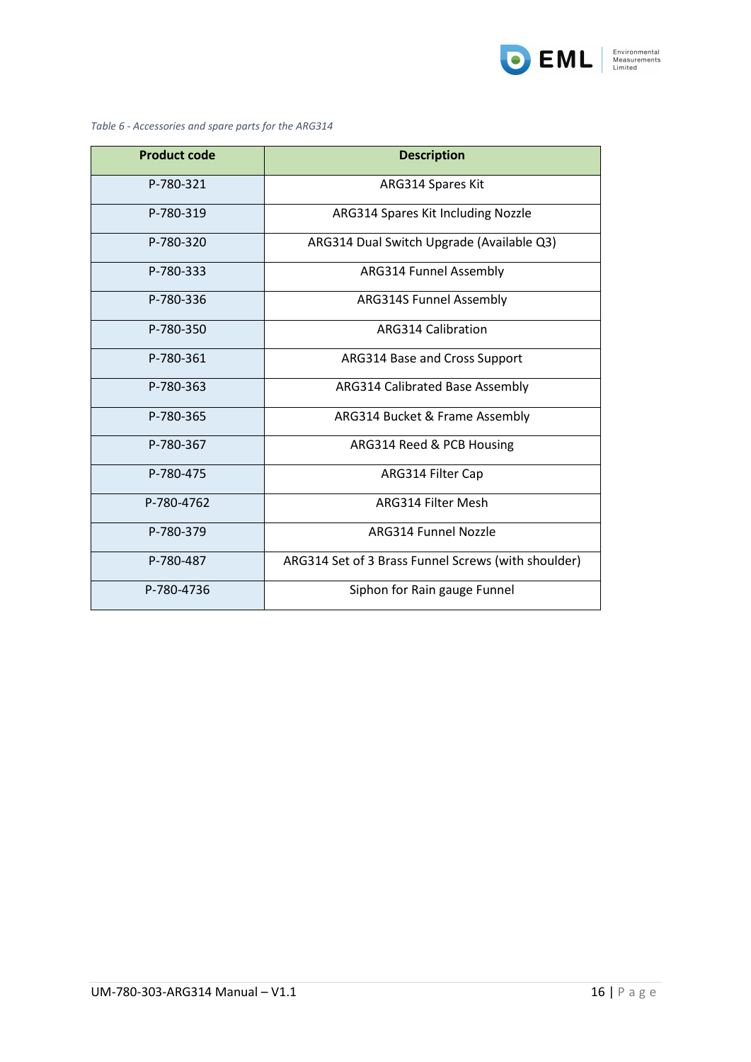*Table 6 - Accessories and spare parts for the ARG314*

| Product code | Description |
|---|---|
| P-780-321 | ARG314 Spares Kit |
| P-780-319 | ARG314 Spares Kit Including Nozzle |
| P-780-320 | ARG314 Dual Switch Upgrade (Available Q3) |
| P-780-333 | ARG314 Funnel Assembly |
| P-780-336 | ARG314S Funnel Assembly |
| P-780-350 | ARG314 Calibration |
| P-780-361 | ARG314 Base and Cross Support |
| P-780-363 | ARG314 Calibrated Base Assembly |
| P-780-365 | ARG314 Bucket & Frame Assembly |
| P-780-367 | ARG314 Reed & PCB Housing |
| P-780-475 | ARG314 Filter Cap |
| P-780-4762 | ARG314 Filter Mesh |
| P-780-379 | ARG314 Funnel Nozzle |
| P-780-487 | ARG314 Set of 3 Brass Funnel Screws (with shoulder) |
| P-780-4736 | Siphon for Rain gauge Funnel |